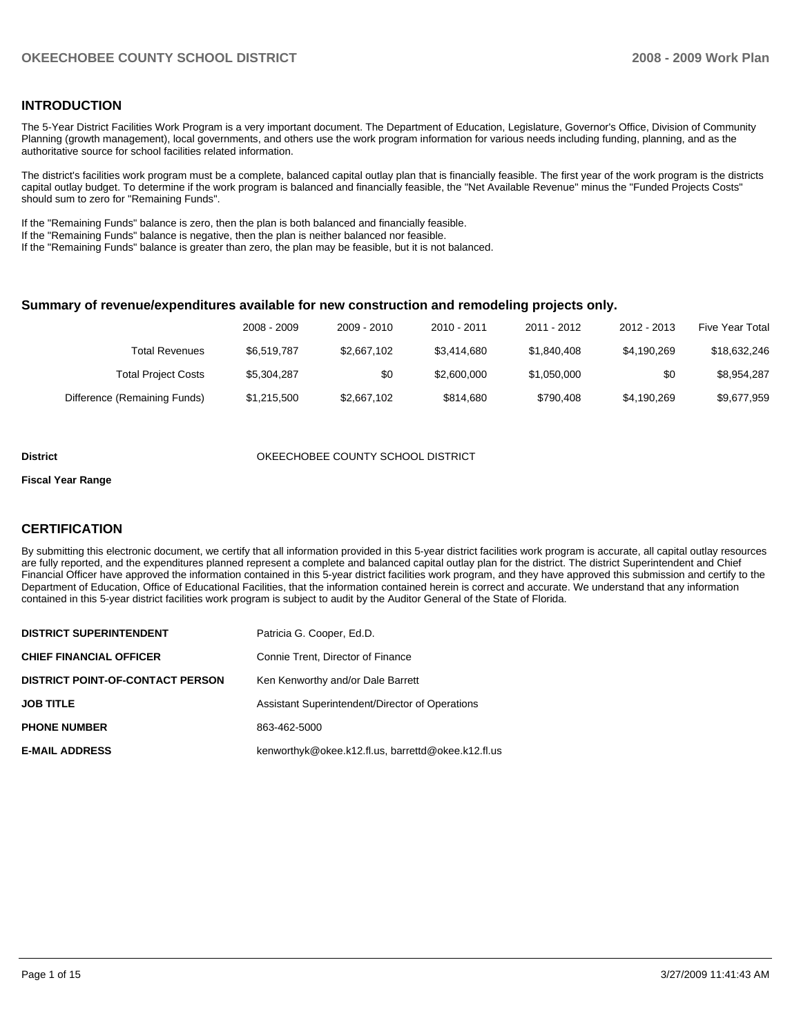## INTRODUCTION

The 5-Year District Facilities Work Program is a very important document. The Department of Education, Legislature, Governor's Office, Division of Community Planning (growth management), local governments, and others use the work program information for various needs including funding, planning, and as the authoritative source for school facilities related information.

The district's facilities work program must be a complete, balanced capital outlay plan that is financially feasible. The first year of the work program is the districts capital outlay budget. To determine if the work program is balanced and financially feasible, the "Net Available Revenue" minus the "Funded Projects Costs" should sum to zero for "Remaining Funds".

If the "Remaining Funds" balance is zero, then the plan is both balanced and financially feasible.
If the "Remaining Funds" balance is negative, then the plan is neither balanced nor feasible.
If the "Remaining Funds" balance is greater than zero, the plan may be feasible, but it is not balanced.

### Summary of revenue/expenditures available for new construction and remodeling projects only.

| | 2008 - 2009 | 2009 - 2010 | 2010 - 2011 | 2011 - 2012 | 2012 - 2013 | Five Year Total |
|---|---|---|---|---|---|---|
| Total Revenues | $6,519,787 | $2,667,102 | $3,414,680 | $1,840,408 | $4,190,269 | $18,632,246 |
| Total Project Costs | $5,304,287 | $0 | $2,600,000 | $1,050,000 | $0 | $8,954,287 |
| Difference (Remaining Funds) | $1,215,500 | $2,667,102 | $814,680 | $790,408 | $4,190,269 | $9,677,959 |

**District** OKEECHOBEE COUNTY SCHOOL DISTRICT

**Fiscal Year Range**

## CERTIFICATION

By submitting this electronic document, we certify that all information provided in this 5-year district facilities work program is accurate, all capital outlay resources are fully reported, and the expenditures planned represent a complete and balanced capital outlay plan for the district. The district Superintendent and Chief Financial Officer have approved the information contained in this 5-year district facilities work program, and they have approved this submission and certify to the Department of Education, Office of Educational Facilities, that the information contained herein is correct and accurate. We understand that any information contained in this 5-year district facilities work program is subject to audit by the Auditor General of the State of Florida.

| | |
|---|---|
| **DISTRICT SUPERINTENDENT** | Patricia G. Cooper, Ed.D. |
| **CHIEF FINANCIAL OFFICER** | Connie Trent, Director of Finance |
| **DISTRICT POINT-OF-CONTACT PERSON** | Ken Kenworthy and/or Dale Barrett |
| **JOB TITLE** | Assistant Superintendent/Director of Operations |
| **PHONE NUMBER** | 863-462-5000 |
| **E-MAIL ADDRESS** | kenworthyk@okee.k12.fl.us, barrettd@okee.k12.fl.us |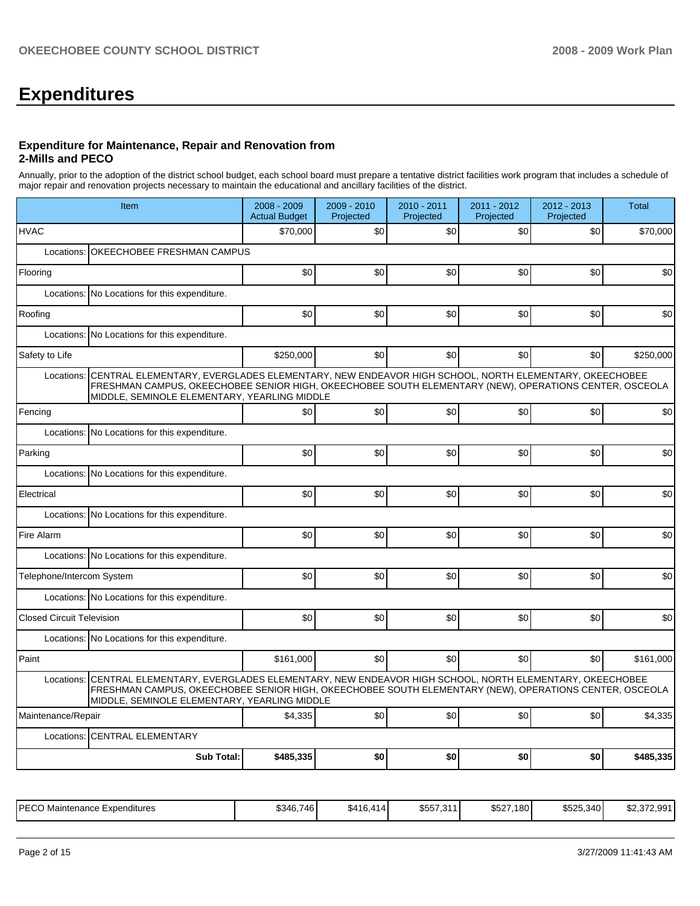# Expenditures

### Expenditure for Maintenance, Repair and Renovation from 2-Mills and PECO

Annually, prior to the adoption of the district school budget, each school board must prepare a tentative district facilities work program that includes a schedule of major repair and renovation projects necessary to maintain the educational and ancillary facilities of the district.

| Item | | 2008 - 2009 Actual Budget | 2009 - 2010 Projected | 2010 - 2011 Projected | 2011 - 2012 Projected | 2012 - 2013 Projected | Total |
|---|---|---|---|---|---|---|---|
| HVAC | | $70,000 | $0 | $0 | $0 | $0 | $70,000 |
| Locations: | OKEECHOBEE FRESHMAN CAMPUS | | | | | | |
| Flooring | | $0 | $0 | $0 | $0 | $0 | $0 |
| Locations: | No Locations for this expenditure. | | | | | | |
| Roofing | | $0 | $0 | $0 | $0 | $0 | $0 |
| Locations: | No Locations for this expenditure. | | | | | | |
| Safety to Life | | $250,000 | $0 | $0 | $0 | $0 | $250,000 |
| Locations: | CENTRAL ELEMENTARY, EVERGLADES ELEMENTARY, NEW ENDEAVOR HIGH SCHOOL, NORTH ELEMENTARY, OKEECHOBEE FRESHMAN CAMPUS, OKEECHOBEE SENIOR HIGH, OKEECHOBEE SOUTH ELEMENTARY (NEW), OPERATIONS CENTER, OSCEOLA MIDDLE, SEMINOLE ELEMENTARY, YEARLING MIDDLE | | | | | | |
| Fencing | | $0 | $0 | $0 | $0 | $0 | $0 |
| Locations: | No Locations for this expenditure. | | | | | | |
| Parking | | $0 | $0 | $0 | $0 | $0 | $0 |
| Locations: | No Locations for this expenditure. | | | | | | |
| Electrical | | $0 | $0 | $0 | $0 | $0 | $0 |
| Locations: | No Locations for this expenditure. | | | | | | |
| Fire Alarm | | $0 | $0 | $0 | $0 | $0 | $0 |
| Locations: | No Locations for this expenditure. | | | | | | |
| Telephone/Intercom System | | $0 | $0 | $0 | $0 | $0 | $0 |
| Locations: | No Locations for this expenditure. | | | | | | |
| Closed Circuit Television | | $0 | $0 | $0 | $0 | $0 | $0 |
| Locations: | No Locations for this expenditure. | | | | | | |
| Paint | | $161,000 | $0 | $0 | $0 | $0 | $161,000 |
| Locations: | CENTRAL ELEMENTARY, EVERGLADES ELEMENTARY, NEW ENDEAVOR HIGH SCHOOL, NORTH ELEMENTARY, OKEECHOBEE FRESHMAN CAMPUS, OKEECHOBEE SENIOR HIGH, OKEECHOBEE SOUTH ELEMENTARY (NEW), OPERATIONS CENTER, OSCEOLA MIDDLE, SEMINOLE ELEMENTARY, YEARLING MIDDLE | | | | | | |
| Maintenance/Repair | | $4,335 | $0 | $0 | $0 | $0 | $4,335 |
| Locations: | CENTRAL ELEMENTARY | | | | | | |
| | **Sub Total:** | **$485,335** | **$0** | **$0** | **$0** | **$0** | **$485,335** |

| | 2008 - 2009 | 2009 - 2010 | 2010 - 2011 | 2011 - 2012 | 2012 - 2013 | Total |
|---|---|---|---|---|---|---|
| PECO Maintenance Expenditures | $346,746 | $416,414 | $557,311 | $527,180 | $525,340 | $2,372,991 |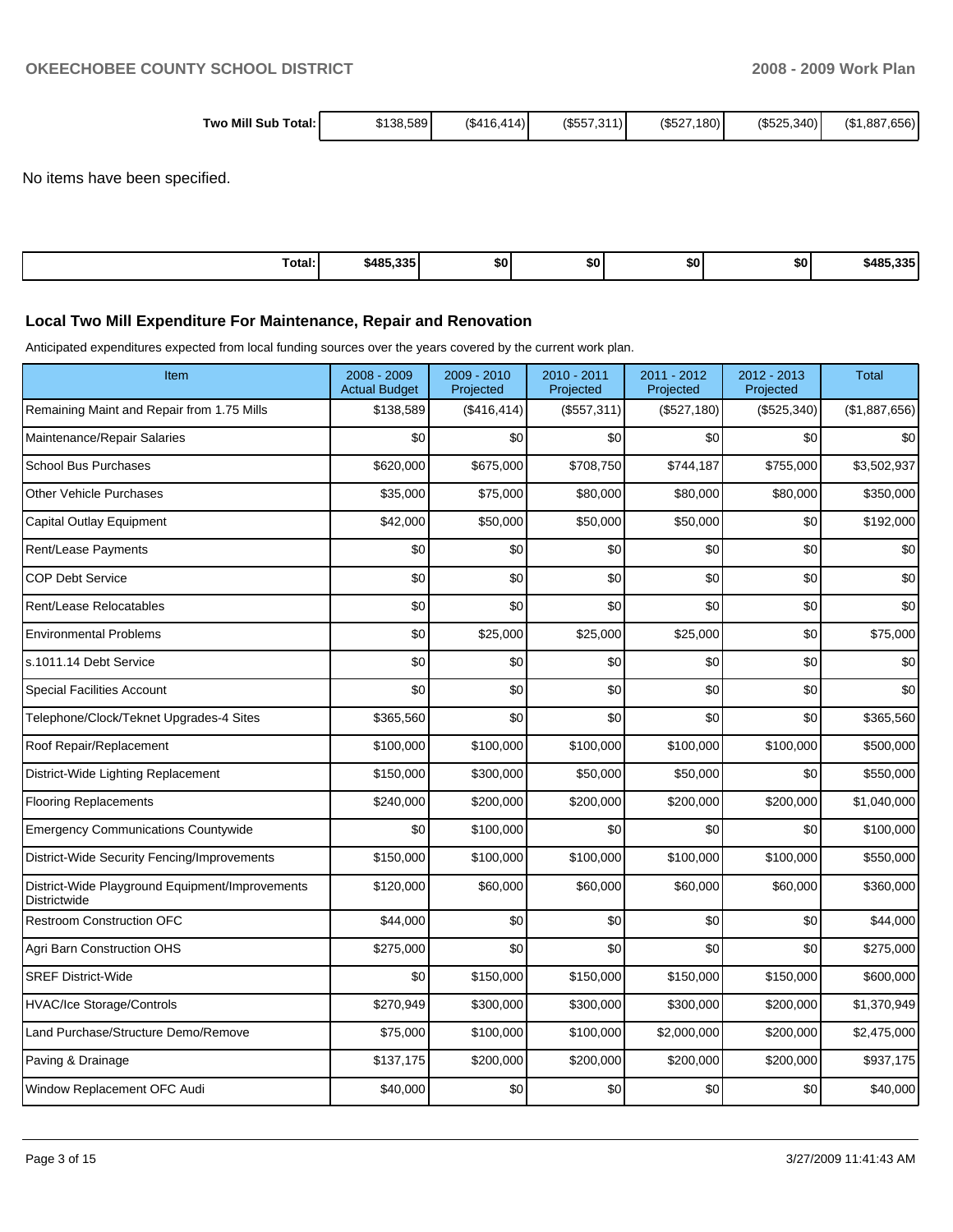| Two Mill Sub Total: | $138,589 | ($416,414) | ($557,311) | ($527,180) | ($525,340) | ($1,887,656) |
|---|---|---|---|---|---|---|

No items have been specified.

| Total: | $485,335 | $0 | $0 | $0 | $0 | $485,335 |
|---|---|---|---|---|---|---|

### Local Two Mill Expenditure For Maintenance, Repair and Renovation

Anticipated expenditures expected from local funding sources over the years covered by the current work plan.

| Item | 2008 - 2009 Actual Budget | 2009 - 2010 Projected | 2010 - 2011 Projected | 2011 - 2012 Projected | 2012 - 2013 Projected | Total |
|---|---|---|---|---|---|---|
| Remaining Maint and Repair from 1.75 Mills | $138,589 | ($416,414) | ($557,311) | ($527,180) | ($525,340) | ($1,887,656) |
| Maintenance/Repair Salaries | $0 | $0 | $0 | $0 | $0 | $0 |
| School Bus Purchases | $620,000 | $675,000 | $708,750 | $744,187 | $755,000 | $3,502,937 |
| Other Vehicle Purchases | $35,000 | $75,000 | $80,000 | $80,000 | $80,000 | $350,000 |
| Capital Outlay Equipment | $42,000 | $50,000 | $50,000 | $50,000 | $0 | $192,000 |
| Rent/Lease Payments | $0 | $0 | $0 | $0 | $0 | $0 |
| COP Debt Service | $0 | $0 | $0 | $0 | $0 | $0 |
| Rent/Lease Relocatables | $0 | $0 | $0 | $0 | $0 | $0 |
| Environmental Problems | $0 | $25,000 | $25,000 | $25,000 | $0 | $75,000 |
| s.1011.14 Debt Service | $0 | $0 | $0 | $0 | $0 | $0 |
| Special Facilities Account | $0 | $0 | $0 | $0 | $0 | $0 |
| Telephone/Clock/Teknet Upgrades-4 Sites | $365,560 | $0 | $0 | $0 | $0 | $365,560 |
| Roof Repair/Replacement | $100,000 | $100,000 | $100,000 | $100,000 | $100,000 | $500,000 |
| District-Wide Lighting Replacement | $150,000 | $300,000 | $50,000 | $50,000 | $0 | $550,000 |
| Flooring Replacements | $240,000 | $200,000 | $200,000 | $200,000 | $200,000 | $1,040,000 |
| Emergency Communications Countywide | $0 | $100,000 | $0 | $0 | $0 | $100,000 |
| District-Wide Security Fencing/Improvements | $150,000 | $100,000 | $100,000 | $100,000 | $100,000 | $550,000 |
| District-Wide Playground Equipment/Improvements Districtwide | $120,000 | $60,000 | $60,000 | $60,000 | $60,000 | $360,000 |
| Restroom Construction OFC | $44,000 | $0 | $0 | $0 | $0 | $44,000 |
| Agri Barn Construction OHS | $275,000 | $0 | $0 | $0 | $0 | $275,000 |
| SREF District-Wide | $0 | $150,000 | $150,000 | $150,000 | $150,000 | $600,000 |
| HVAC/Ice Storage/Controls | $270,949 | $300,000 | $300,000 | $300,000 | $200,000 | $1,370,949 |
| Land Purchase/Structure Demo/Remove | $75,000 | $100,000 | $100,000 | $2,000,000 | $200,000 | $2,475,000 |
| Paving & Drainage | $137,175 | $200,000 | $200,000 | $200,000 | $200,000 | $937,175 |
| Window Replacement OFC Audi | $40,000 | $0 | $0 | $0 | $0 | $40,000 |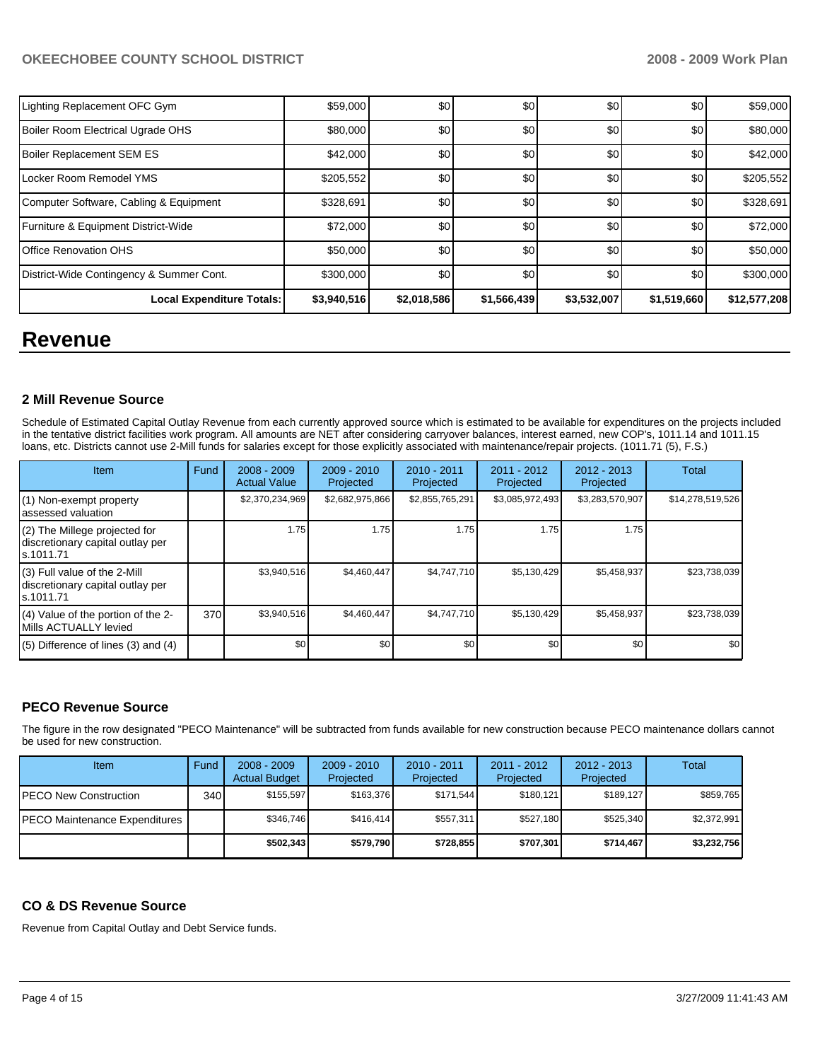| Lighting Replacement OFC Gym | $59,000 | $0 | $0 | $0 | $0 | $59,000 |
|---|---|---|---|---|---|---|
| Boiler Room Electrical Ugrade OHS | $80,000 | $0 | $0 | $0 | $0 | $80,000 |
| Boiler Replacement SEM ES | $42,000 | $0 | $0 | $0 | $0 | $42,000 |
| Locker Room Remodel YMS | $205,552 | $0 | $0 | $0 | $0 | $205,552 |
| Computer Software, Cabling & Equipment | $328,691 | $0 | $0 | $0 | $0 | $328,691 |
| Furniture & Equipment District-Wide | $72,000 | $0 | $0 | $0 | $0 | $72,000 |
| Office Renovation OHS | $50,000 | $0 | $0 | $0 | $0 | $50,000 |
| District-Wide Contingency & Summer Cont. | $300,000 | $0 | $0 | $0 | $0 | $300,000 |
| **Local Expenditure Totals:** | **$3,940,516** | **$2,018,586** | **$1,566,439** | **$3,532,007** | **$1,519,660** | **$12,577,208** |

# Revenue

### 2 Mill Revenue Source

Schedule of Estimated Capital Outlay Revenue from each currently approved source which is estimated to be available for expenditures on the projects included in the tentative district facilities work program. All amounts are NET after considering carryover balances, interest earned, new COP's, 1011.14 and 1011.15 loans, etc. Districts cannot use 2-Mill funds for salaries except for those explicitly associated with maintenance/repair projects. (1011.71 (5), F.S.)

| Item | Fund | 2008 - 2009 Actual Value | 2009 - 2010 Projected | 2010 - 2011 Projected | 2011 - 2012 Projected | 2012 - 2013 Projected | Total |
|---|---|---|---|---|---|---|---|
| (1) Non-exempt property assessed valuation | | $2,370,234,969 | $2,682,975,866 | $2,855,765,291 | $3,085,972,493 | $3,283,570,907 | $14,278,519,526 |
| (2) The Millege projected for discretionary capital outlay per s.1011.71 | | 1.75 | 1.75 | 1.75 | 1.75 | 1.75 | |
| (3) Full value of the 2-Mill discretionary capital outlay per s.1011.71 | | $3,940,516 | $4,460,447 | $4,747,710 | $5,130,429 | $5,458,937 | $23,738,039 |
| (4) Value of the portion of the 2-Mills ACTUALLY levied | 370 | $3,940,516 | $4,460,447 | $4,747,710 | $5,130,429 | $5,458,937 | $23,738,039 |
| (5) Difference of lines (3) and (4) | | $0 | $0 | $0 | $0 | $0 | $0 |

### PECO Revenue Source

The figure in the row designated "PECO Maintenance" will be subtracted from funds available for new construction because PECO maintenance dollars cannot be used for new construction.

| Item | Fund | 2008 - 2009 Actual Budget | 2009 - 2010 Projected | 2010 - 2011 Projected | 2011 - 2012 Projected | 2012 - 2013 Projected | Total |
|---|---|---|---|---|---|---|---|
| PECO New Construction | 340 | $155,597 | $163,376 | $171,544 | $180,121 | $189,127 | $859,765 |
| PECO Maintenance Expenditures | | $346,746 | $416,414 | $557,311 | $527,180 | $525,340 | $2,372,991 |
| | | **$502,343** | **$579,790** | **$728,855** | **$707,301** | **$714,467** | **$3,232,756** |

### CO & DS Revenue Source

Revenue from Capital Outlay and Debt Service funds.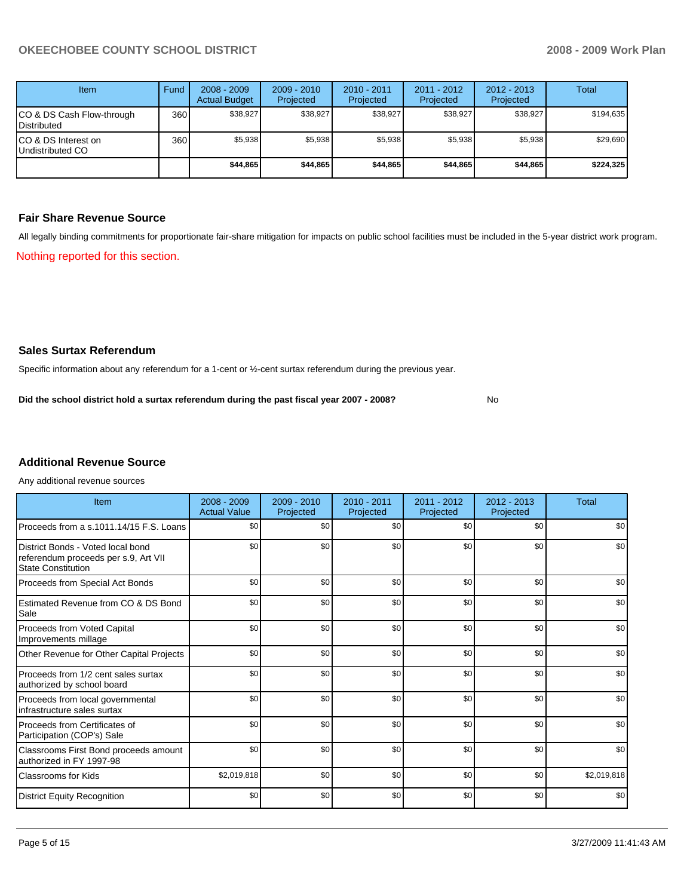| Item | Fund | 2008 - 2009 Actual Budget | 2009 - 2010 Projected | 2010 - 2011 Projected | 2011 - 2012 Projected | 2012 - 2013 Projected | Total |
|---|---|---|---|---|---|---|---|
| CO & DS Cash Flow-through Distributed | 360 | $38,927 | $38,927 | $38,927 | $38,927 | $38,927 | $194,635 |
| CO & DS Interest on Undistributed CO | 360 | $5,938 | $5,938 | $5,938 | $5,938 | $5,938 | $29,690 |
| | | **$44,865** | **$44,865** | **$44,865** | **$44,865** | **$44,865** | **$224,325** |

## Fair Share Revenue Source

All legally binding commitments for proportionate fair-share mitigation for impacts on public school facilities must be included in the 5-year district work program.

Nothing reported for this section.

## Sales Surtax Referendum

Specific information about any referendum for a 1-cent or ½-cent surtax referendum during the previous year.

**Did the school district hold a surtax referendum during the past fiscal year 2007 - 2008?** No

## Additional Revenue Source

Any additional revenue sources

| Item | 2008 - 2009 Actual Value | 2009 - 2010 Projected | 2010 - 2011 Projected | 2011 - 2012 Projected | 2012 - 2013 Projected | Total |
|---|---|---|---|---|---|---|
| Proceeds from a s.1011.14/15 F.S. Loans | $0 | $0 | $0 | $0 | $0 | $0 |
| District Bonds - Voted local bond referendum proceeds per s.9, Art VII State Constitution | $0 | $0 | $0 | $0 | $0 | $0 |
| Proceeds from Special Act Bonds | $0 | $0 | $0 | $0 | $0 | $0 |
| Estimated Revenue from CO & DS Bond Sale | $0 | $0 | $0 | $0 | $0 | $0 |
| Proceeds from Voted Capital Improvements millage | $0 | $0 | $0 | $0 | $0 | $0 |
| Other Revenue for Other Capital Projects | $0 | $0 | $0 | $0 | $0 | $0 |
| Proceeds from 1/2 cent sales surtax authorized by school board | $0 | $0 | $0 | $0 | $0 | $0 |
| Proceeds from local governmental infrastructure sales surtax | $0 | $0 | $0 | $0 | $0 | $0 |
| Proceeds from Certificates of Participation (COP's) Sale | $0 | $0 | $0 | $0 | $0 | $0 |
| Classrooms First Bond proceeds amount authorized in FY 1997-98 | $0 | $0 | $0 | $0 | $0 | $0 |
| Classrooms for Kids | $2,019,818 | $0 | $0 | $0 | $0 | $2,019,818 |
| District Equity Recognition | $0 | $0 | $0 | $0 | $0 | $0 |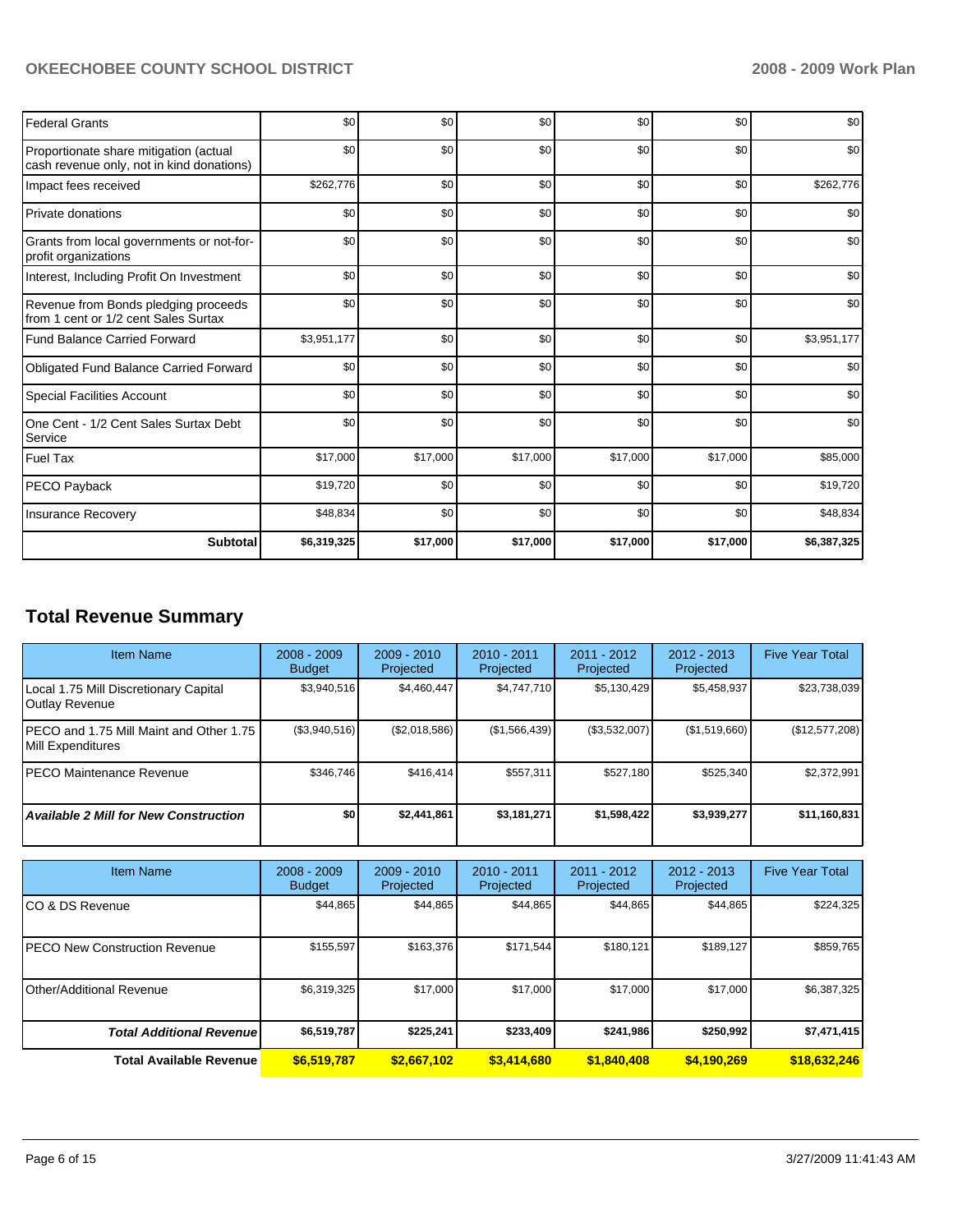| | | | | | | |
|---|---|---|---|---|---|---|
| Federal Grants | $0 | $0 | $0 | $0 | $0 | $0 |
| Proportionate share mitigation (actual cash revenue only, not in kind donations) | $0 | $0 | $0 | $0 | $0 | $0 |
| Impact fees received | $262,776 | $0 | $0 | $0 | $0 | $262,776 |
| Private donations | $0 | $0 | $0 | $0 | $0 | $0 |
| Grants from local governments or not-for-profit organizations | $0 | $0 | $0 | $0 | $0 | $0 |
| Interest, Including Profit On Investment | $0 | $0 | $0 | $0 | $0 | $0 |
| Revenue from Bonds pledging proceeds from 1 cent or 1/2 cent Sales Surtax | $0 | $0 | $0 | $0 | $0 | $0 |
| Fund Balance Carried Forward | $3,951,177 | $0 | $0 | $0 | $0 | $3,951,177 |
| Obligated Fund Balance Carried Forward | $0 | $0 | $0 | $0 | $0 | $0 |
| Special Facilities Account | $0 | $0 | $0 | $0 | $0 | $0 |
| One Cent - 1/2 Cent Sales Surtax Debt Service | $0 | $0 | $0 | $0 | $0 | $0 |
| Fuel Tax | $17,000 | $17,000 | $17,000 | $17,000 | $17,000 | $85,000 |
| PECO Payback | $19,720 | $0 | $0 | $0 | $0 | $19,720 |
| Insurance Recovery | $48,834 | $0 | $0 | $0 | $0 | $48,834 |
| **Subtotal** | **$6,319,325** | **$17,000** | **$17,000** | **$17,000** | **$17,000** | **$6,387,325** |

## Total Revenue Summary

| Item Name | 2008 - 2009 Budget | 2009 - 2010 Projected | 2010 - 2011 Projected | 2011 - 2012 Projected | 2012 - 2013 Projected | Five Year Total |
|---|---|---|---|---|---|---|
| Local 1.75 Mill Discretionary Capital Outlay Revenue | $3,940,516 | $4,460,447 | $4,747,710 | $5,130,429 | $5,458,937 | $23,738,039 |
| PECO and 1.75 Mill Maint and Other 1.75 Mill Expenditures | ($3,940,516) | ($2,018,586) | ($1,566,439) | ($3,532,007) | ($1,519,660) | ($12,577,208) |
| PECO Maintenance Revenue | $346,746 | $416,414 | $557,311 | $527,180 | $525,340 | $2,372,991 |
| ***Available 2 Mill for New Construction*** | **$0** | **$2,441,861** | **$3,181,271** | **$1,598,422** | **$3,939,277** | **$11,160,831** |

| Item Name | 2008 - 2009 Budget | 2009 - 2010 Projected | 2010 - 2011 Projected | 2011 - 2012 Projected | 2012 - 2013 Projected | Five Year Total |
|---|---|---|---|---|---|---|
| CO & DS Revenue | $44,865 | $44,865 | $44,865 | $44,865 | $44,865 | $224,325 |
| PECO New Construction Revenue | $155,597 | $163,376 | $171,544 | $180,121 | $189,127 | $859,765 |
| Other/Additional Revenue | $6,319,325 | $17,000 | $17,000 | $17,000 | $17,000 | $6,387,325 |
| ***Total Additional Revenue*** | **$6,519,787** | **$225,241** | **$233,409** | **$241,986** | **$250,992** | **$7,471,415** |
| **Total Available Revenue** | **$6,519,787** | **$2,667,102** | **$3,414,680** | **$1,840,408** | **$4,190,269** | **$18,632,246** |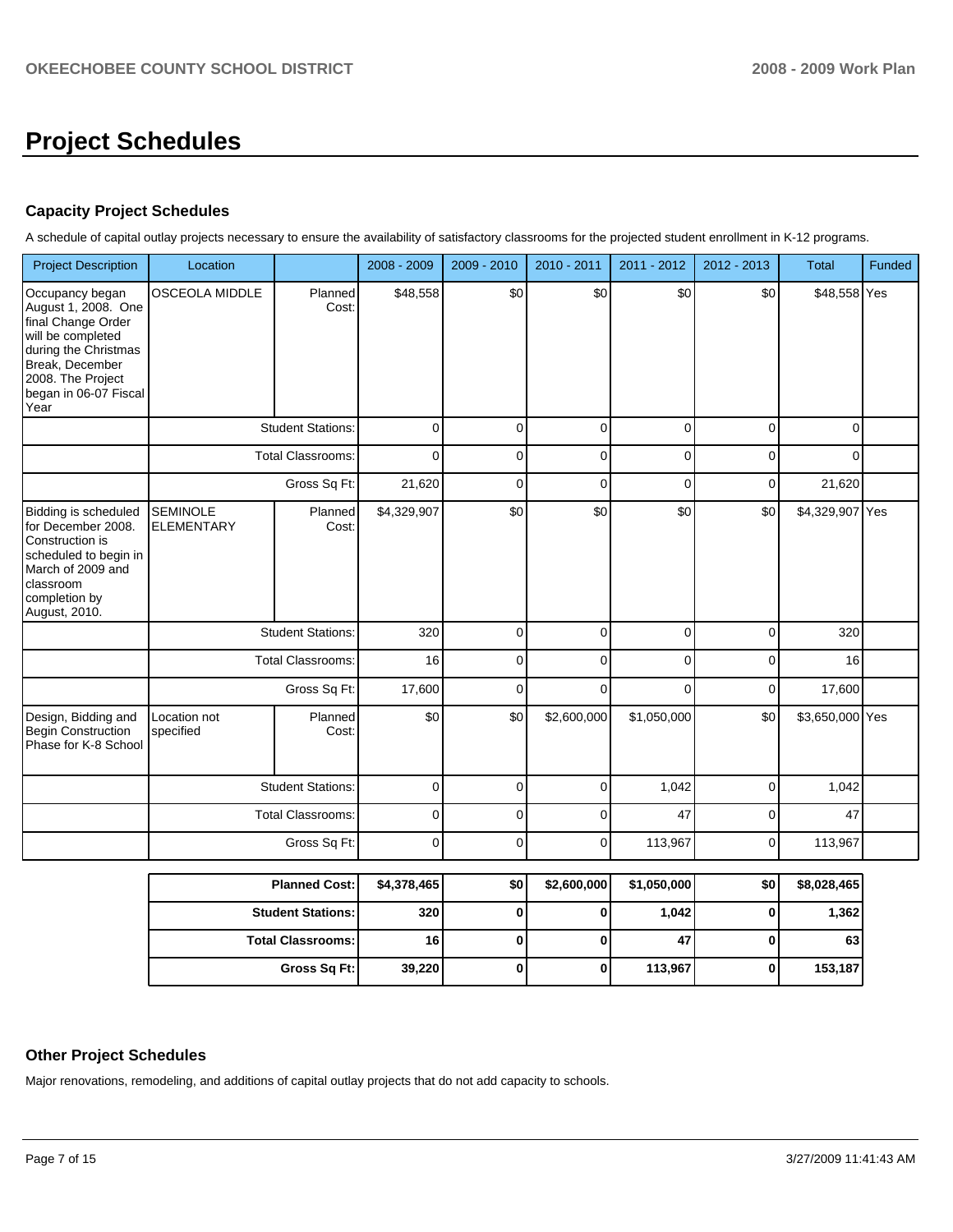# Project Schedules

### Capacity Project Schedules

A schedule of capital outlay projects necessary to ensure the availability of satisfactory classrooms for the projected student enrollment in K-12 programs.

| Project Description | Location | | 2008 - 2009 | 2009 - 2010 | 2010 - 2011 | 2011 - 2012 | 2012 - 2013 | Total | Funded |
|---|---|---|---|---|---|---|---|---|---|
| Occupancy began August 1, 2008. One final Change Order will be completed during the Christmas Break, December 2008. The Project began in 06-07 Fiscal Year | OSCEOLA MIDDLE | Planned Cost: | $48,558 | $0 | $0 | $0 | $0 | $48,558 | Yes |
| | | Student Stations: | 0 | 0 | 0 | 0 | 0 | 0 | |
| | | Total Classrooms: | 0 | 0 | 0 | 0 | 0 | 0 | |
| | | Gross Sq Ft: | 21,620 | 0 | 0 | 0 | 0 | 21,620 | |
| Bidding is scheduled for December 2008. Construction is scheduled to begin in March of 2009 and classroom completion by August, 2010. | SEMINOLE ELEMENTARY | Planned Cost: | $4,329,907 | $0 | $0 | $0 | $0 | $4,329,907 | Yes |
| | | Student Stations: | 320 | 0 | 0 | 0 | 0 | 320 | |
| | | Total Classrooms: | 16 | 0 | 0 | 0 | 0 | 16 | |
| | | Gross Sq Ft: | 17,600 | 0 | 0 | 0 | 0 | 17,600 | |
| Design, Bidding and Begin Construction Phase for K-8 School | Location not specified | Planned Cost: | $0 | $0 | $2,600,000 | $1,050,000 | $0 | $3,650,000 | Yes |
| | | Student Stations: | 0 | 0 | 0 | 1,042 | 0 | 1,042 | |
| | | Total Classrooms: | 0 | 0 | 0 | 47 | 0 | 47 | |
| | | Gross Sq Ft: | 0 | 0 | 0 | 113,967 | 0 | 113,967 | |

| | 2008 - 2009 | 2009 - 2010 | 2010 - 2011 | 2011 - 2012 | 2012 - 2013 | Total |
|---|---|---|---|---|---|---|
| **Planned Cost:** | **$4,378,465** | **$0** | **$2,600,000** | **$1,050,000** | **$0** | **$8,028,465** |
| **Student Stations:** | **320** | **0** | **0** | **1,042** | **0** | **1,362** |
| **Total Classrooms:** | **16** | **0** | **0** | **47** | **0** | **63** |
| **Gross Sq Ft:** | **39,220** | **0** | **0** | **113,967** | **0** | **153,187** |

### Other Project Schedules

Major renovations, remodeling, and additions of capital outlay projects that do not add capacity to schools.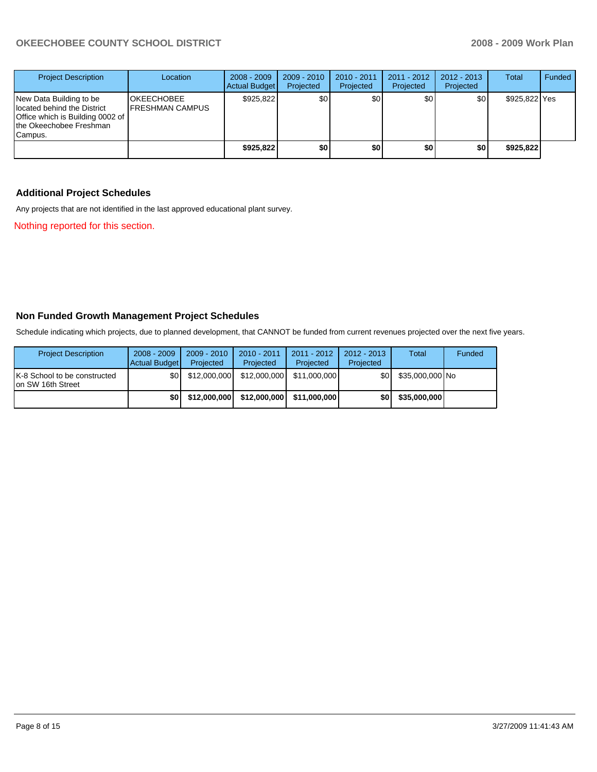| Project Description | Location | 2008 - 2009 Actual Budget | 2009 - 2010 Projected | 2010 - 2011 Projected | 2011 - 2012 Projected | 2012 - 2013 Projected | Total | Funded |
|---|---|---|---|---|---|---|---|---|
| New Data Building to be located behind the District Office which is Building 0002 of the Okeechobee Freshman Campus. | OKEECHOBEE FRESHMAN CAMPUS | $925,822 | $0 | $0 | $0 | $0 | $925,822 | Yes |
| | | **$925,822** | **$0** | **$0** | **$0** | **$0** | **$925,822** | |

### Additional Project Schedules

Any projects that are not identified in the last approved educational plant survey.

Nothing reported for this section.

### Non Funded Growth Management Project Schedules

Schedule indicating which projects, due to planned development, that CANNOT be funded from current revenues projected over the next five years.

| Project Description | 2008 - 2009 Actual Budget | 2009 - 2010 Projected | 2010 - 2011 Projected | 2011 - 2012 Projected | 2012 - 2013 Projected | Total | Funded |
|---|---|---|---|---|---|---|---|
| K-8 School to be constructed on SW 16th Street | $0 | $12,000,000 | $12,000,000 | $11,000,000 | $0 | $35,000,000 | No |
| | **$0** | **$12,000,000** | **$12,000,000** | **$11,000,000** | **$0** | **$35,000,000** | |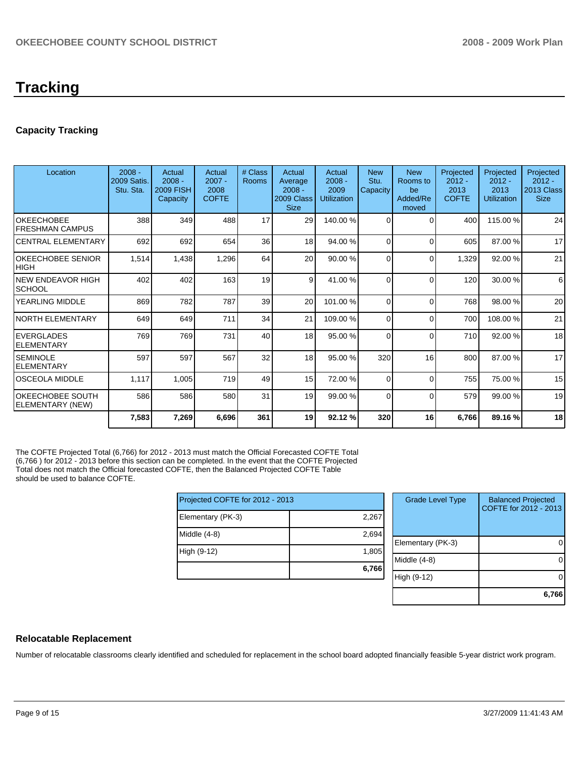# Tracking

## Capacity Tracking

| Location | 2008 - 2009 Satis. Stu. Sta. | Actual 2008 - 2009 FISH Capacity | Actual 2007 - 2008 COFTE | # Class Rooms | Actual Average 2008 - 2009 Class Size | Actual 2008 - 2009 Utilization | New Stu. Capacity | New Rooms to be Added/Removed | Projected 2012 - 2013 COFTE | Projected 2012 - 2013 Utilization | Projected 2012 - 2013 Class Size |
|---|---|---|---|---|---|---|---|---|---|---|---|
| OKEECHOBEE FRESHMAN CAMPUS | 388 | 349 | 488 | 17 | 29 | 140.00 % | 0 | 0 | 400 | 115.00 % | 24 |
| CENTRAL ELEMENTARY | 692 | 692 | 654 | 36 | 18 | 94.00 % | 0 | 0 | 605 | 87.00 % | 17 |
| OKEECHOBEE SENIOR HIGH | 1,514 | 1,438 | 1,296 | 64 | 20 | 90.00 % | 0 | 0 | 1,329 | 92.00 % | 21 |
| NEW ENDEAVOR HIGH SCHOOL | 402 | 402 | 163 | 19 | 9 | 41.00 % | 0 | 0 | 120 | 30.00 % | 6 |
| YEARLING MIDDLE | 869 | 782 | 787 | 39 | 20 | 101.00 % | 0 | 0 | 768 | 98.00 % | 20 |
| NORTH ELEMENTARY | 649 | 649 | 711 | 34 | 21 | 109.00 % | 0 | 0 | 700 | 108.00 % | 21 |
| EVERGLADES ELEMENTARY | 769 | 769 | 731 | 40 | 18 | 95.00 % | 0 | 0 | 710 | 92.00 % | 18 |
| SEMINOLE ELEMENTARY | 597 | 597 | 567 | 32 | 18 | 95.00 % | 320 | 16 | 800 | 87.00 % | 17 |
| OSCEOLA MIDDLE | 1,117 | 1,005 | 719 | 49 | 15 | 72.00 % | 0 | 0 | 755 | 75.00 % | 15 |
| OKEECHOBEE SOUTH ELEMENTARY (NEW) | 586 | 586 | 580 | 31 | 19 | 99.00 % | 0 | 0 | 579 | 99.00 % | 19 |
| | **7,583** | **7,269** | **6,696** | **361** | **19** | **92.12 %** | **320** | **16** | **6,766** | **89.16 %** | **18** |

The COFTE Projected Total (6,766) for 2012 - 2013 must match the Official Forecasted COFTE Total (6,766 ) for 2012 - 2013 before this section can be completed. In the event that the COFTE Projected Total does not match the Official forecasted COFTE, then the Balanced Projected COFTE Table should be used to balance COFTE.

| Projected COFTE for 2012 - 2013 | |
|---|---|
| Elementary (PK-3) | 2,267 |
| Middle (4-8) | 2,694 |
| High (9-12) | 1,805 |
| | **6,766** |

| Grade Level Type | Balanced Projected COFTE for 2012 - 2013 |
|---|---|
| Elementary (PK-3) | 0 |
| Middle (4-8) | 0 |
| High (9-12) | 0 |
| | **6,766** |

## Relocatable Replacement

Number of relocatable classrooms clearly identified and scheduled for replacement in the school board adopted financially feasible 5-year district work program.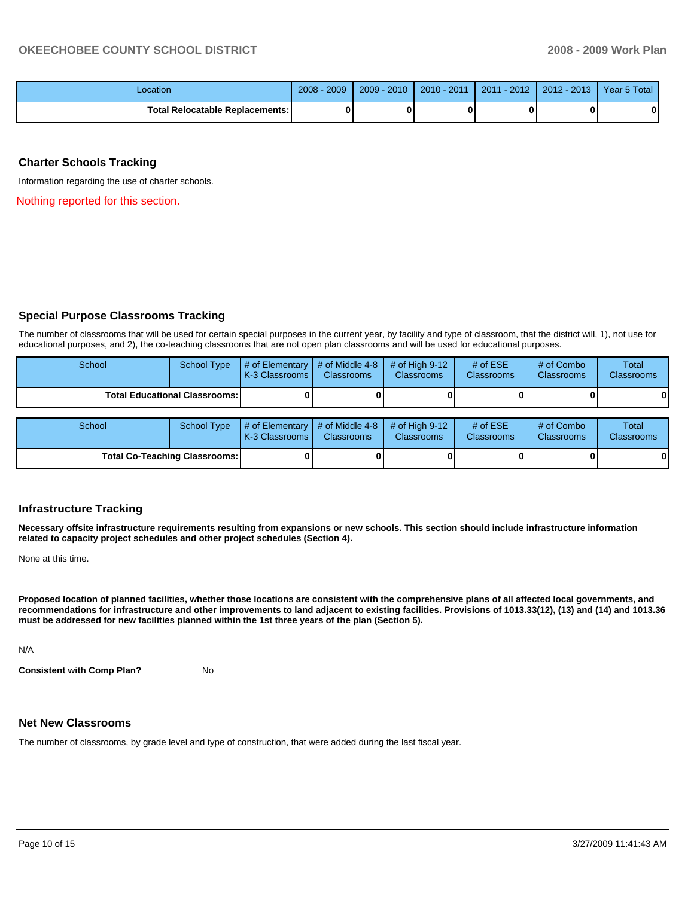| Location | 2008 - 2009 | 2009 - 2010 | 2010 - 2011 | 2011 - 2012 | 2012 - 2013 | Year 5 Total |
|---|---|---|---|---|---|---|
| Total Relocatable Replacements: | 0 | 0 | 0 | 0 | 0 | 0 |

## Charter Schools Tracking

Information regarding the use of charter schools.

Nothing reported for this section.

## Special Purpose Classrooms Tracking

The number of classrooms that will be used for certain special purposes in the current year, by facility and type of classroom, that the district will, 1), not use for educational purposes, and 2), the co-teaching classrooms that are not open plan classrooms and will be used for educational purposes.

| School | School Type | # of Elementary K-3 Classrooms | # of Middle 4-8 Classrooms | # of High 9-12 Classrooms | # of ESE Classrooms | # of Combo Classrooms | Total Classrooms |
|---|---|---|---|---|---|---|---|
| Total Educational Classrooms: | | 0 | 0 | 0 | 0 | 0 | 0 |

| School | School Type | # of Elementary K-3 Classrooms | # of Middle 4-8 Classrooms | # of High 9-12 Classrooms | # of ESE Classrooms | # of Combo Classrooms | Total Classrooms |
|---|---|---|---|---|---|---|---|
| Total Co-Teaching Classrooms: | | 0 | 0 | 0 | 0 | 0 | 0 |

## Infrastructure Tracking

**Necessary offsite infrastructure requirements resulting from expansions or new schools. This section should include infrastructure information related to capacity project schedules and other project schedules (Section 4).**

None at this time.

**Proposed location of planned facilities, whether those locations are consistent with the comprehensive plans of all affected local governments, and recommendations for infrastructure and other improvements to land adjacent to existing facilities. Provisions of 1013.33(12), (13) and (14) and 1013.36 must be addressed for new facilities planned within the 1st three years of the plan (Section 5).**

N/A

**Consistent with Comp Plan?** No

## Net New Classrooms

The number of classrooms, by grade level and type of construction, that were added during the last fiscal year.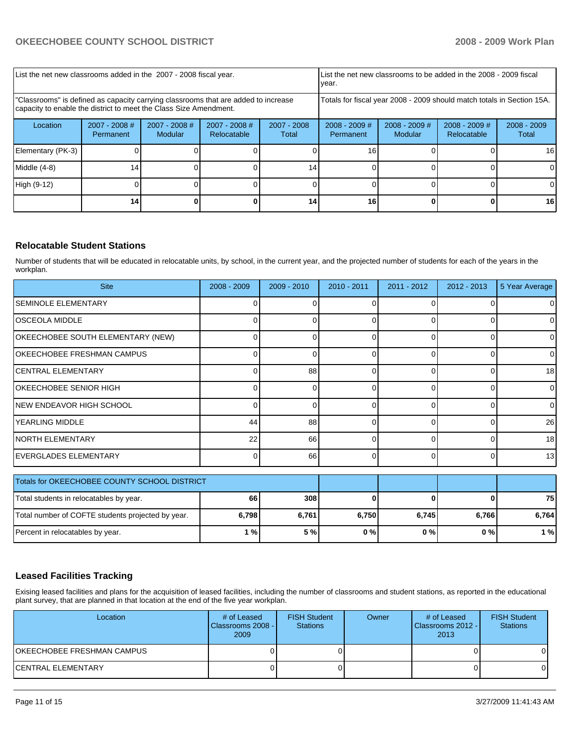| List the net new classrooms added in the 2007 - 2008 fiscal year. | | | | List the net new classrooms to be added in the 2008 - 2009 fiscal year. | | | |
|---|---|---|---|---|---|---|---|
| "Classrooms" is defined as capacity carrying classrooms that are added to increase capacity to enable the district to meet the Class Size Amendment. | | | | Totals for fiscal year 2008 - 2009 should match totals in Section 15A. | | | |
| Location | 2007 - 2008 # Permanent | 2007 - 2008 # Modular | 2007 - 2008 # Relocatable | 2007 - 2008 Total | 2008 - 2009 # Permanent | 2008 - 2009 # Modular | 2008 - 2009 # Relocatable | 2008 - 2009 Total |
| Elementary (PK-3) | 0 | 0 | 0 | 0 | 16 | 0 | 0 | 16 |
| Middle (4-8) | 14 | 0 | 0 | 14 | 0 | 0 | 0 | 0 |
| High (9-12) | 0 | 0 | 0 | 0 | 0 | 0 | 0 | 0 |
| | **14** | **0** | **0** | **14** | **16** | **0** | **0** | **16** |

## Relocatable Student Stations

Number of students that will be educated in relocatable units, by school, in the current year, and the projected number of students for each of the years in the workplan.

| Site | 2008 - 2009 | 2009 - 2010 | 2010 - 2011 | 2011 - 2012 | 2012 - 2013 | 5 Year Average |
|---|---|---|---|---|---|---|
| SEMINOLE ELEMENTARY | 0 | 0 | 0 | 0 | 0 | 0 |
| OSCEOLA MIDDLE | 0 | 0 | 0 | 0 | 0 | 0 |
| OKEECHOBEE SOUTH ELEMENTARY (NEW) | 0 | 0 | 0 | 0 | 0 | 0 |
| OKEECHOBEE FRESHMAN CAMPUS | 0 | 0 | 0 | 0 | 0 | 0 |
| CENTRAL ELEMENTARY | 0 | 88 | 0 | 0 | 0 | 18 |
| OKEECHOBEE SENIOR HIGH | 0 | 0 | 0 | 0 | 0 | 0 |
| NEW ENDEAVOR HIGH SCHOOL | 0 | 0 | 0 | 0 | 0 | 0 |
| YEARLING MIDDLE | 44 | 88 | 0 | 0 | 0 | 26 |
| NORTH ELEMENTARY | 22 | 66 | 0 | 0 | 0 | 18 |
| EVERGLADES ELEMENTARY | 0 | 66 | 0 | 0 | 0 | 13 |

| Totals for OKEECHOBEE COUNTY SCHOOL DISTRICT | | | | | | |
|---|---|---|---|---|---|---|
| Total students in relocatables by year. | **66** | **308** | **0** | **0** | **0** | **75** |
| Total number of COFTE students projected by year. | **6,798** | **6,761** | **6,750** | **6,745** | **6,766** | **6,764** |
| Percent in relocatables by year. | **1 %** | **5 %** | **0 %** | **0 %** | **0 %** | **1 %** |

## Leased Facilities Tracking

Exising leased facilities and plans for the acquisition of leased facilities, including the number of classrooms and student stations, as reported in the educational plant survey, that are planned in that location at the end of the five year workplan.

| Location | # of Leased Classrooms 2008 - 2009 | FISH Student Stations | Owner | # of Leased Classrooms 2012 - 2013 | FISH Student Stations |
|---|---|---|---|---|---|
| OKEECHOBEE FRESHMAN CAMPUS | 0 | 0 | | 0 | 0 |
| CENTRAL ELEMENTARY | 0 | 0 | | 0 | 0 |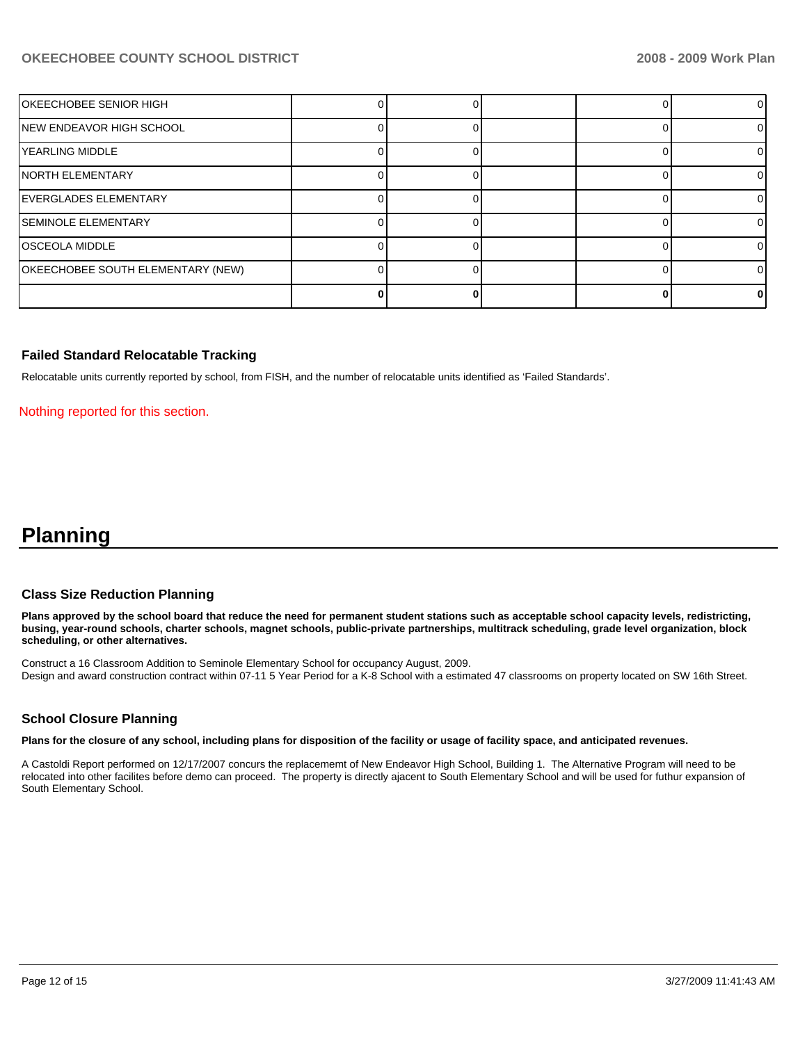| | | | | | |
|---|---|---|---|---|---|
| OKEECHOBEE SENIOR HIGH | 0 | 0 | | 0 | 0 |
| NEW ENDEAVOR HIGH SCHOOL | 0 | 0 | | 0 | 0 |
| YEARLING MIDDLE | 0 | 0 | | 0 | 0 |
| NORTH ELEMENTARY | 0 | 0 | | 0 | 0 |
| EVERGLADES ELEMENTARY | 0 | 0 | | 0 | 0 |
| SEMINOLE ELEMENTARY | 0 | 0 | | 0 | 0 |
| OSCEOLA MIDDLE | 0 | 0 | | 0 | 0 |
| OKEECHOBEE SOUTH ELEMENTARY (NEW) | 0 | 0 | | 0 | 0 |
| | **0** | **0** | | **0** | **0** |

### Failed Standard Relocatable Tracking

Relocatable units currently reported by school, from FISH, and the number of relocatable units identified as 'Failed Standards'.

Nothing reported for this section.

# Planning

### Class Size Reduction Planning

**Plans approved by the school board that reduce the need for permanent student stations such as acceptable school capacity levels, redistricting, busing, year-round schools, charter schools, magnet schools, public-private partnerships, multitrack scheduling, grade level organization, block scheduling, or other alternatives.**

Construct a 16 Classroom Addition to Seminole Elementary School for occupancy August, 2009.
Design and award construction contract within 07-11 5 Year Period for a K-8 School with a estimated 47 classrooms on property located on SW 16th Street.

### School Closure Planning

**Plans for the closure of any school, including plans for disposition of the facility or usage of facility space, and anticipated revenues.**

A Castoldi Report performed on 12/17/2007 concurs the replacememt of New Endeavor High School, Building 1. The Alternative Program will need to be relocated into other facilites before demo can proceed. The property is directly ajacent to South Elementary School and will be used for futhur expansion of South Elementary School.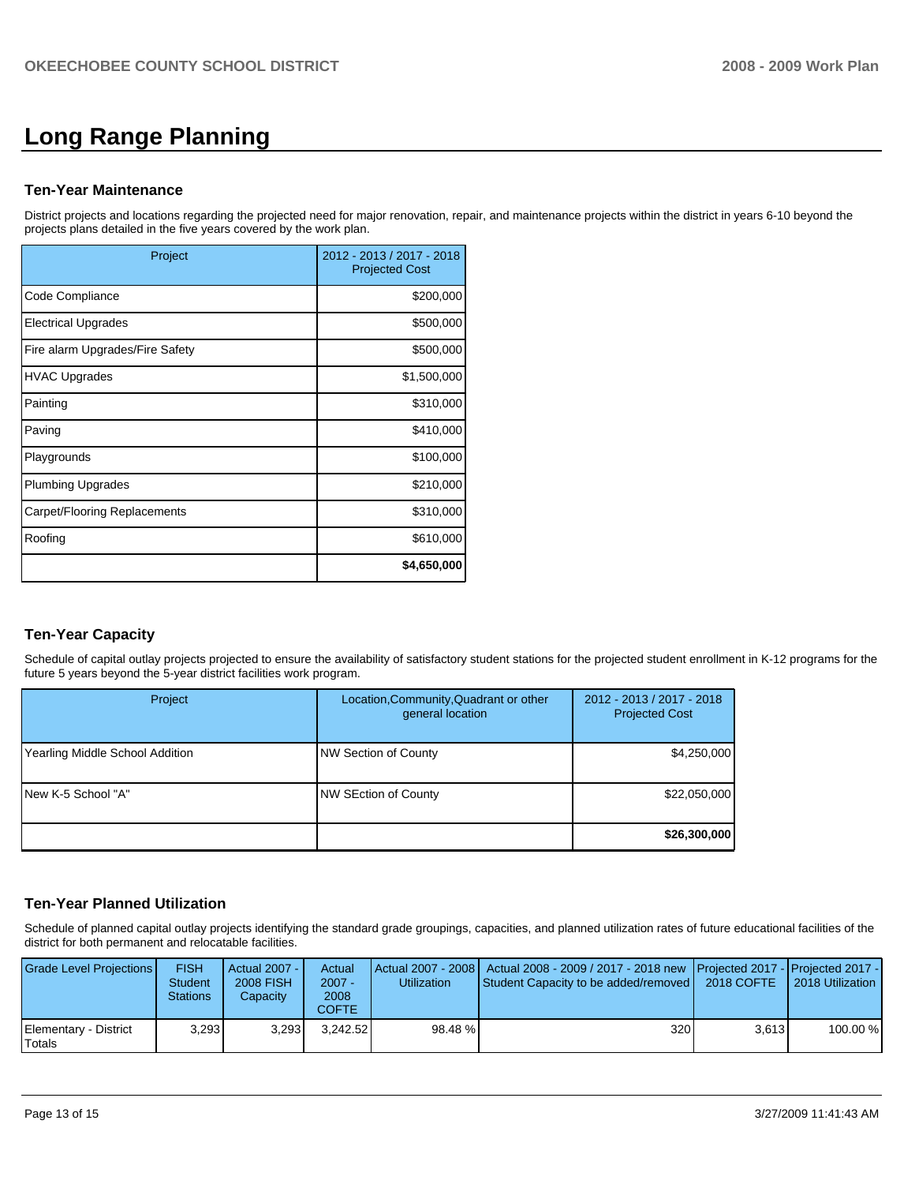# Long Range Planning

## Ten-Year Maintenance

District projects and locations regarding the projected need for major renovation, repair, and maintenance projects within the district in years 6-10 beyond the projects plans detailed in the five years covered by the work plan.

| Project | 2012 - 2013 / 2017 - 2018 Projected Cost |
|---|---|
| Code Compliance | $200,000 |
| Electrical Upgrades | $500,000 |
| Fire alarm Upgrades/Fire Safety | $500,000 |
| HVAC Upgrades | $1,500,000 |
| Painting | $310,000 |
| Paving | $410,000 |
| Playgrounds | $100,000 |
| Plumbing Upgrades | $210,000 |
| Carpet/Flooring Replacements | $310,000 |
| Roofing | $610,000 |
| | **$4,650,000** |

## Ten-Year Capacity

Schedule of capital outlay projects projected to ensure the availability of satisfactory student stations for the projected student enrollment in K-12 programs for the future 5 years beyond the 5-year district facilities work program.

| Project | Location,Community,Quadrant or other general location | 2012 - 2013 / 2017 - 2018 Projected Cost |
|---|---|---|
| Yearling Middle School Addition | NW Section of County | $4,250,000 |
| New K-5 School "A" | NW SEction of County | $22,050,000 |
| | | **$26,300,000** |

## Ten-Year Planned Utilization

Schedule of planned capital outlay projects identifying the standard grade groupings, capacities, and planned utilization rates of future educational facilities of the district for both permanent and relocatable facilities.

| Grade Level Projections | FISH Student Stations | Actual 2007 - 2008 FISH Capacity | Actual 2007 - 2008 COFTE | Actual 2007 - 2008 Utilization | Actual 2008 - 2009 / 2017 - 2018 new Student Capacity to be added/removed | Projected 2017 - 2018 COFTE | Projected 2017 - 2018 Utilization |
|---|---|---|---|---|---|---|---|
| Elementary - District Totals | 3,293 | 3,293 | 3,242.52 | 98.48 % | 320 | 3,613 | 100.00 % |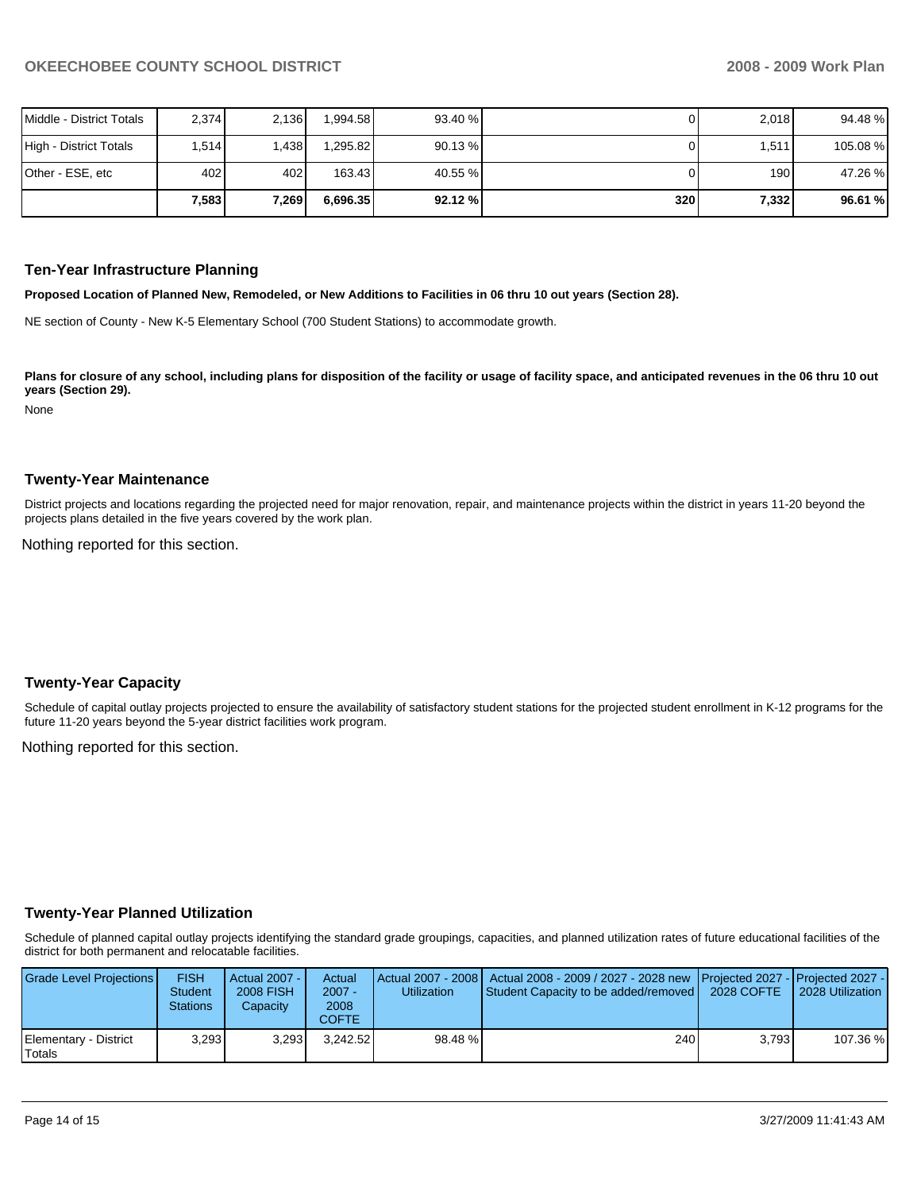| | | | | | | | |
|---|---|---|---|---|---|---|---|
| Middle - District Totals | 2,374 | 2,136 | 1,994.58 | 93.40 % | 0 | 2,018 | 94.48 % |
| High - District Totals | 1,514 | 1,438 | 1,295.82 | 90.13 % | 0 | 1,511 | 105.08 % |
| Other - ESE, etc | 402 | 402 | 163.43 | 40.55 % | 0 | 190 | 47.26 % |
| | **7,583** | **7,269** | **6,696.35** | **92.12 %** | **320** | **7,332** | **96.61 %** |

## Ten-Year Infrastructure Planning

**Proposed Location of Planned New, Remodeled, or New Additions to Facilities in 06 thru 10 out years (Section 28).**

NE section of County - New K-5 Elementary School (700 Student Stations) to accommodate growth.

**Plans for closure of any school, including plans for disposition of the facility or usage of facility space, and anticipated revenues in the 06 thru 10 out years (Section 29).**

None

## Twenty-Year Maintenance

District projects and locations regarding the projected need for major renovation, repair, and maintenance projects within the district in years 11-20 beyond the projects plans detailed in the five years covered by the work plan.

Nothing reported for this section.

## Twenty-Year Capacity

Schedule of capital outlay projects projected to ensure the availability of satisfactory student stations for the projected student enrollment in K-12 programs for the future 11-20 years beyond the 5-year district facilities work program.

Nothing reported for this section.

## Twenty-Year Planned Utilization

Schedule of planned capital outlay projects identifying the standard grade groupings, capacities, and planned utilization rates of future educational facilities of the district for both permanent and relocatable facilities.

| Grade Level Projections | FISH Student Stations | Actual 2007 - 2008 FISH Capacity | Actual 2007 - 2008 COFTE | Actual 2007 - 2008 Utilization | Actual 2008 - 2009 / 2027 - 2028 new Student Capacity to be added/removed | Projected 2027 - 2028 COFTE | Projected 2027 - 2028 Utilization |
|---|---|---|---|---|---|---|---|
| Elementary - District Totals | 3,293 | 3,293 | 3,242.52 | 98.48 % | 240 | 3,793 | 107.36 % |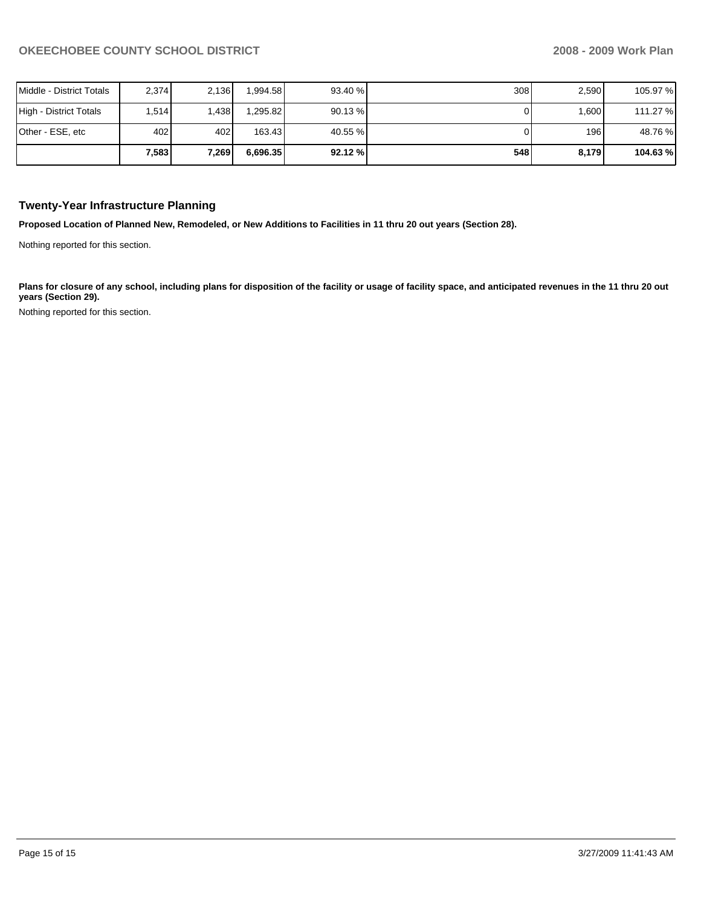| | | | | | | | |
|---|---|---|---|---|---|---|---|
| Middle - District Totals | 2,374 | 2,136 | 1,994.58 | 93.40 % | 308 | 2,590 | 105.97 % |
| High - District Totals | 1,514 | 1,438 | 1,295.82 | 90.13 % | 0 | 1,600 | 111.27 % |
| Other - ESE, etc | 402 | 402 | 163.43 | 40.55 % | 0 | 196 | 48.76 % |
| | **7,583** | **7,269** | **6,696.35** | **92.12 %** | **548** | **8,179** | **104.63 %** |

## Twenty-Year Infrastructure Planning

**Proposed Location of Planned New, Remodeled, or New Additions to Facilities in 11 thru 20 out years (Section 28).**

Nothing reported for this section.

**Plans for closure of any school, including plans for disposition of the facility or usage of facility space, and anticipated revenues in the 11 thru 20 out years (Section 29).**

Nothing reported for this section.